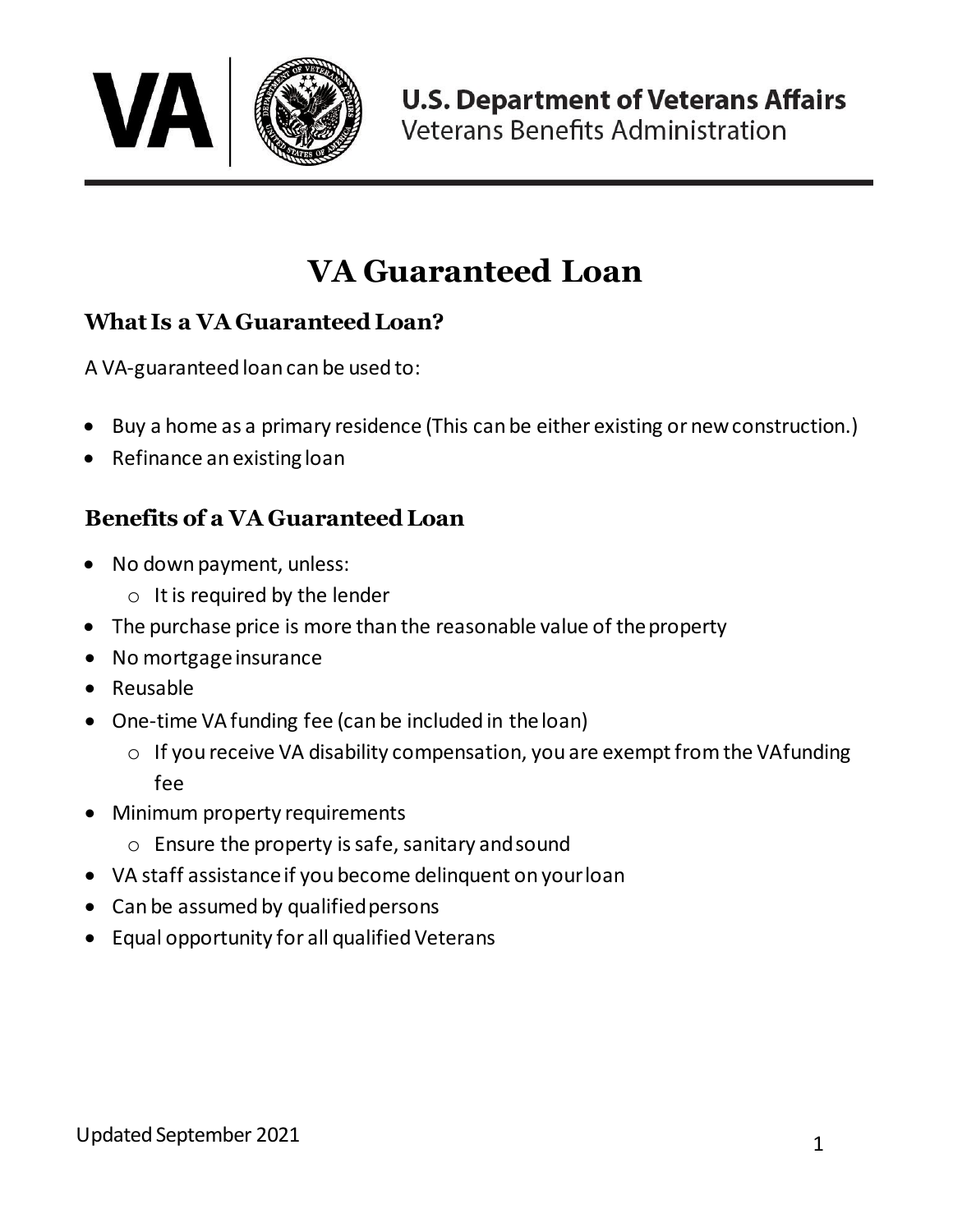**U.S. Department of Veterans Affairs**
Veterans Benefits Administration

# VA Guaranteed Loan

## What Is a VA Guaranteed Loan?

A VA-guaranteed loan can be used to:

- Buy a home as a primary residence (This can be either existing or new construction.)
- Refinance an existing loan

## Benefits of a VA Guaranteed Loan

- No down payment, unless:
  - It is required by the lender
- The purchase price is more than the reasonable value of the property
- No mortgage insurance
- Reusable
- One-time VA funding fee (can be included in the loan)
  - If you receive VA disability compensation, you are exempt from the VA funding fee
- Minimum property requirements
  - Ensure the property is safe, sanitary and sound
- VA staff assistance if you become delinquent on your loan
- Can be assumed by qualified persons
- Equal opportunity for all qualified Veterans

Updated September 2021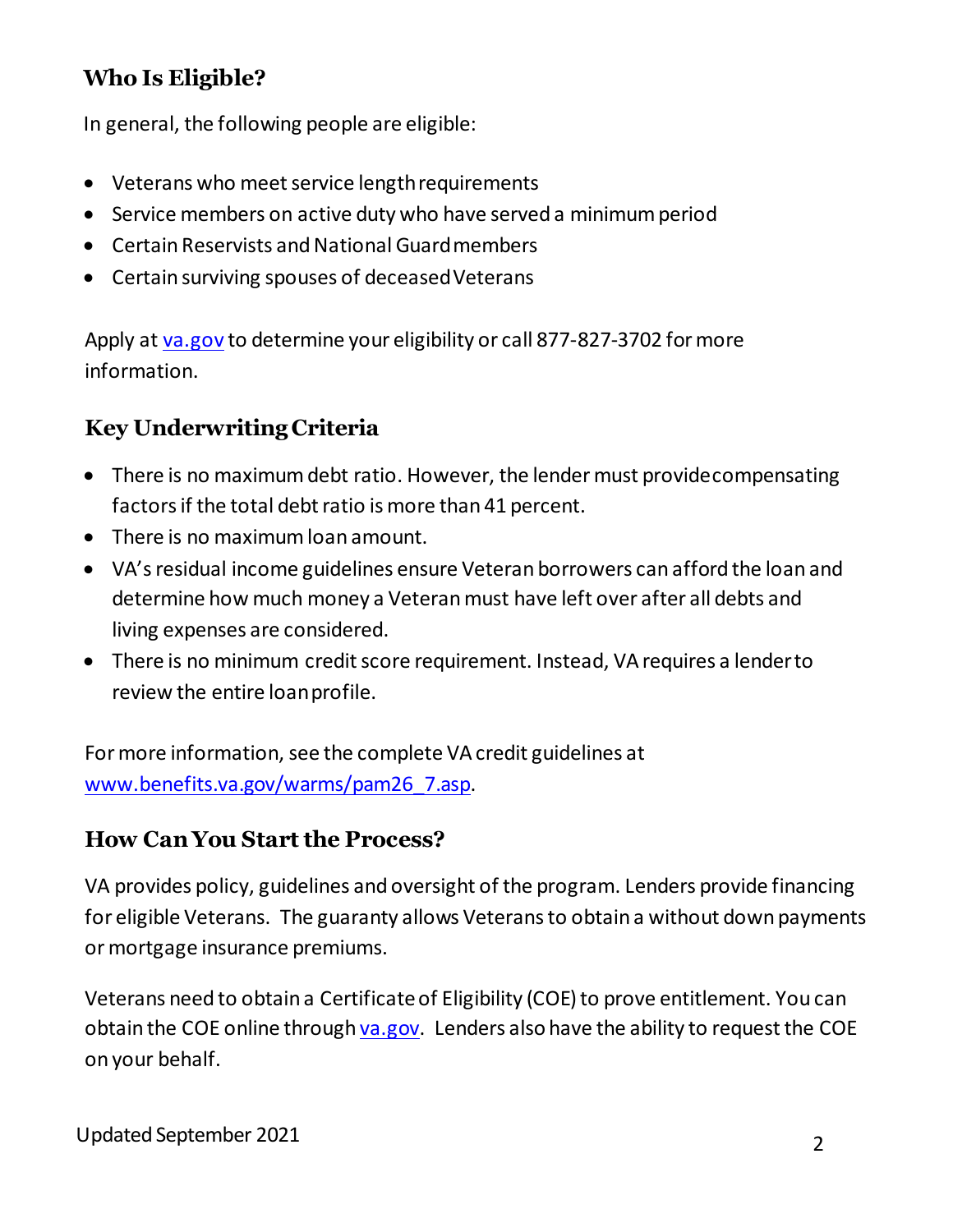## Who Is Eligible?

In general, the following people are eligible:

- Veterans who meet service length requirements
- Service members on active duty who have served a minimum period
- Certain Reservists and National Guard members
- Certain surviving spouses of deceased Veterans

Apply at [va.gov](https://www.va.gov) to determine your eligibility or call 877-827-3702 for more information.

## Key Underwriting Criteria

- There is no maximum debt ratio. However, the lender must provide compensating factors if the total debt ratio is more than 41 percent.
- There is no maximum loan amount.
- VA's residual income guidelines ensure Veteran borrowers can afford the loan and determine how much money a Veteran must have left over after all debts and living expenses are considered.
- There is no minimum credit score requirement. Instead, VA requires a lender to review the entire loan profile.

For more information, see the complete VA credit guidelines at [www.benefits.va.gov/warms/pam26_7.asp](http://www.benefits.va.gov/warms/pam26_7.asp).

## How Can You Start the Process?

VA provides policy, guidelines and oversight of the program. Lenders provide financing for eligible Veterans. The guaranty allows Veterans to obtain a without down payments or mortgage insurance premiums.

Veterans need to obtain a Certificate of Eligibility (COE) to prove entitlement. You can obtain the COE online through [va.gov](https://www.va.gov). Lenders also have the ability to request the COE on your behalf.

Updated September 2021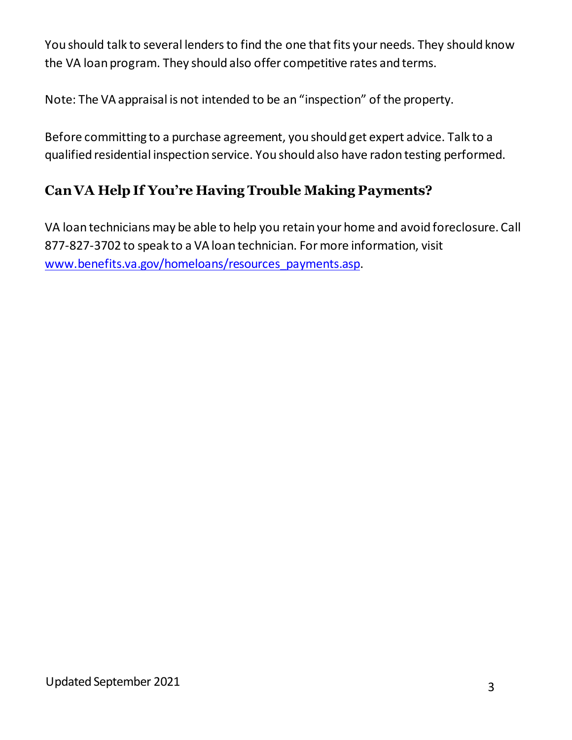You should talk to several lenders to find the one that fits your needs. They should know the VA loan program. They should also offer competitive rates and terms.

Note: The VA appraisal is not intended to be an "inspection" of the property.

Before committing to a purchase agreement, you should get expert advice. Talk to a qualified residential inspection service. You should also have radon testing performed.

## Can VA Help If You're Having Trouble Making Payments?

VA loan technicians may be able to help you retain your home and avoid foreclosure. Call 877-827-3702 to speak to a VA loan technician. For more information, visit [www.benefits.va.gov/homeloans/resources_payments.asp](www.benefits.va.gov/homeloans/resources_payments.asp).

Updated September 2021